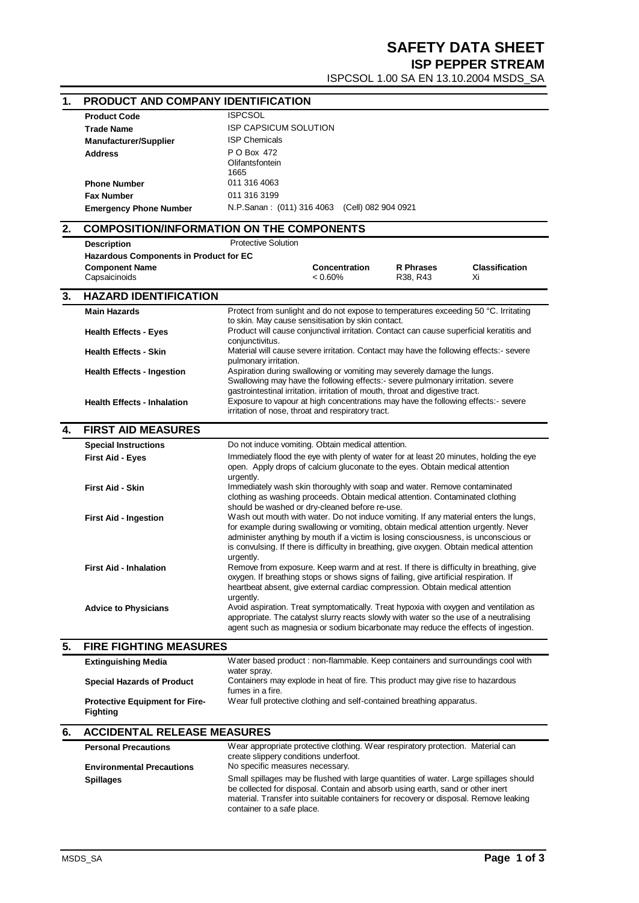# SAFETY DATA SHEET

## ISP PEPPER STREAM

ISPCSOL 1.00 SA EN 13.10.2004 MSDS_SA

## 1. PRODUCT AND COMPANY IDENTIFICATION

| | |
|---|---|
| **Product Code** | ISPCSOL |
| **Trade Name** | ISP CAPSICUM SOLUTION |
| **Manufacturer/Supplier** | ISP Chemicals |
| **Address** | P O Box 472<br>Olifantsfontein<br>1665 |
| **Phone Number** | 011 316 4063 |
| **Fax Number** | 011 316 3199 |
| **Emergency Phone Number** | N.P.Sanan : (011) 316 4063 (Cell) 082 904 0921 |

## 2. COMPOSITION/INFORMATION ON THE COMPONENTS

**Description** Protective Solution

**Hazardous Components in Product for EC**

| Component Name | Concentration | R Phrases | Classification |
|---|---|---|---|
| Capsaicinoids | < 0.60% | R38, R43 | Xi |

## 3. HAZARD IDENTIFICATION

| | |
|---|---|
| **Main Hazards** | Protect from sunlight and do not expose to temperatures exceeding 50 °C. Irritating to skin. May cause sensitisation by skin contact. |
| **Health Effects - Eyes** | Product will cause conjunctival irritation. Contact can cause superficial keratitis and conjunctivitus. |
| **Health Effects - Skin** | Material will cause severe irritation. Contact may have the following effects:- severe pulmonary irritation. |
| **Health Effects - Ingestion** | Aspiration during swallowing or vomiting may severely damage the lungs. Swallowing may have the following effects:- severe pulmonary irritation. severe gastrointestinal irritation. irritation of mouth, throat and digestive tract. |
| **Health Effects - Inhalation** | Exposure to vapour at high concentrations may have the following effects:- severe irritation of nose, throat and respiratory tract. |

## 4. FIRST AID MEASURES

| | |
|---|---|
| **Special Instructions** | Do not induce vomiting. Obtain medical attention. |
| **First Aid - Eyes** | Immediately flood the eye with plenty of water for at least 20 minutes, holding the eye open. Apply drops of calcium gluconate to the eyes. Obtain medical attention urgently. |
| **First Aid - Skin** | Immediately wash skin thoroughly with soap and water. Remove contaminated clothing as washing proceeds. Obtain medical attention. Contaminated clothing should be washed or dry-cleaned before re-use. |
| **First Aid - Ingestion** | Wash out mouth with water. Do not induce vomiting. If any material enters the lungs, for example during swallowing or vomiting, obtain medical attention urgently. Never administer anything by mouth if a victim is losing consciousness, is unconscious or is convulsing. If there is difficulty in breathing, give oxygen. Obtain medical attention urgently. |
| **First Aid - Inhalation** | Remove from exposure. Keep warm and at rest. If there is difficulty in breathing, give oxygen. If breathing stops or shows signs of failing, give artificial respiration. If heartbeat absent, give external cardiac compression. Obtain medical attention urgently. |
| **Advice to Physicians** | Avoid aspiration. Treat symptomatically. Treat hypoxia with oxygen and ventilation as appropriate. The catalyst slurry reacts slowly with water so the use of a neutralising agent such as magnesia or sodium bicarbonate may reduce the effects of ingestion. |

## 5. FIRE FIGHTING MEASURES

| | |
|---|---|
| **Extinguishing Media** | Water based product : non-flammable. Keep containers and surroundings cool with water spray. |
| **Special Hazards of Product** | Containers may explode in heat of fire. This product may give rise to hazardous fumes in a fire. |
| **Protective Equipment for Fire-Fighting** | Wear full protective clothing and self-contained breathing apparatus. |

## 6. ACCIDENTAL RELEASE MEASURES

| | |
|---|---|
| **Personal Precautions** | Wear appropriate protective clothing. Wear respiratory protection. Material can create slippery conditions underfoot. |
| **Environmental Precautions** | No specific measures necessary. |
| **Spillages** | Small spillages may be flushed with large quantities of water. Large spillages should be collected for disposal. Contain and absorb using earth, sand or other inert material. Transfer into suitable containers for recovery or disposal. Remove leaking container to a safe place. |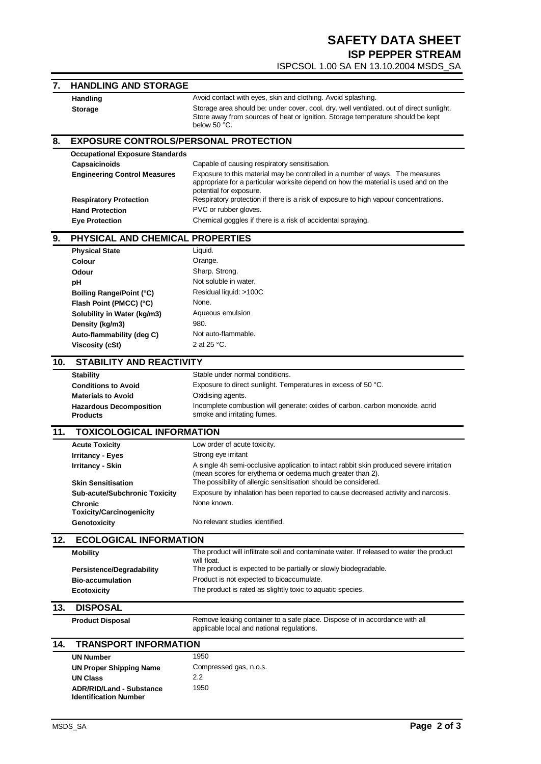## 7. HANDLING AND STORAGE

| | |
|---|---|
| **Handling** | Avoid contact with eyes, skin and clothing. Avoid splashing. |
| **Storage** | Storage area should be: under cover. cool. dry. well ventilated. out of direct sunlight. Store away from sources of heat or ignition. Storage temperature should be kept below 50 °C. |

## 8. EXPOSURE CONTROLS/PERSONAL PROTECTION

| | |
|---|---|
| **Occupational Exposure Standards** | |
| **Capsaicinoids** | Capable of causing respiratory sensitisation. |
| **Engineering Control Measures** | Exposure to this material may be controlled in a number of ways. The measures appropriate for a particular worksite depend on how the material is used and on the potential for exposure. |
| **Respiratory Protection** | Respiratory protection if there is a risk of exposure to high vapour concentrations. |
| **Hand Protection** | PVC or rubber gloves. |
| **Eye Protection** | Chemical goggles if there is a risk of accidental spraying. |

## 9. PHYSICAL AND CHEMICAL PROPERTIES

| | |
|---|---|
| **Physical State** | Liquid. |
| **Colour** | Orange. |
| **Odour** | Sharp. Strong. |
| **pH** | Not soluble in water. |
| **Boiling Range/Point (°C)** | Residual liquid: >100C |
| **Flash Point (PMCC) (°C)** | None. |
| **Solubility in Water (kg/m3)** | Aqueous emulsion |
| **Density (kg/m3)** | 980. |
| **Auto-flammability (deg C)** | Not auto-flammable. |
| **Viscosity (cSt)** | 2 at 25 °C. |

## 10. STABILITY AND REACTIVITY

| | |
|---|---|
| **Stability** | Stable under normal conditions. |
| **Conditions to Avoid** | Exposure to direct sunlight. Temperatures in excess of 50 °C. |
| **Materials to Avoid** | Oxidising agents. |
| **Hazardous Decomposition Products** | Incomplete combustion will generate: oxides of carbon. carbon monoxide. acrid smoke and irritating fumes. |

## 11. TOXICOLOGICAL INFORMATION

| | |
|---|---|
| **Acute Toxicity** | Low order of acute toxicity. |
| **Irritancy - Eyes** | Strong eye irritant |
| **Irritancy - Skin** | A single 4h semi-occlusive application to intact rabbit skin produced severe irritation (mean scores for erythema or oedema much greater than 2). |
| **Skin Sensitisation** | The possibility of allergic sensitisation should be considered. |
| **Sub-acute/Subchronic Toxicity** | Exposure by inhalation has been reported to cause decreased activity and narcosis. |
| **Chronic Toxicity/Carcinogenicity** | None known. |
| **Genotoxicity** | No relevant studies identified. |

## 12. ECOLOGICAL INFORMATION

| | |
|---|---|
| **Mobility** | The product will infiltrate soil and contaminate water. If released to water the product will float. |
| **Persistence/Degradability** | The product is expected to be partially or slowly biodegradable. |
| **Bio-accumulation** | Product is not expected to bioaccumulate. |
| **Ecotoxicity** | The product is rated as slightly toxic to aquatic species. |

## 13. DISPOSAL

| | |
|---|---|
| **Product Disposal** | Remove leaking container to a safe place. Dispose of in accordance with all applicable local and national regulations. |

## 14. TRANSPORT INFORMATION

| | |
|---|---|
| **UN Number** | 1950 |
| **UN Proper Shipping Name** | Compressed gas, n.o.s. |
| **UN Class** | 2.2 |
| **ADR/RID/Land - Substance Identification Number** | 1950 |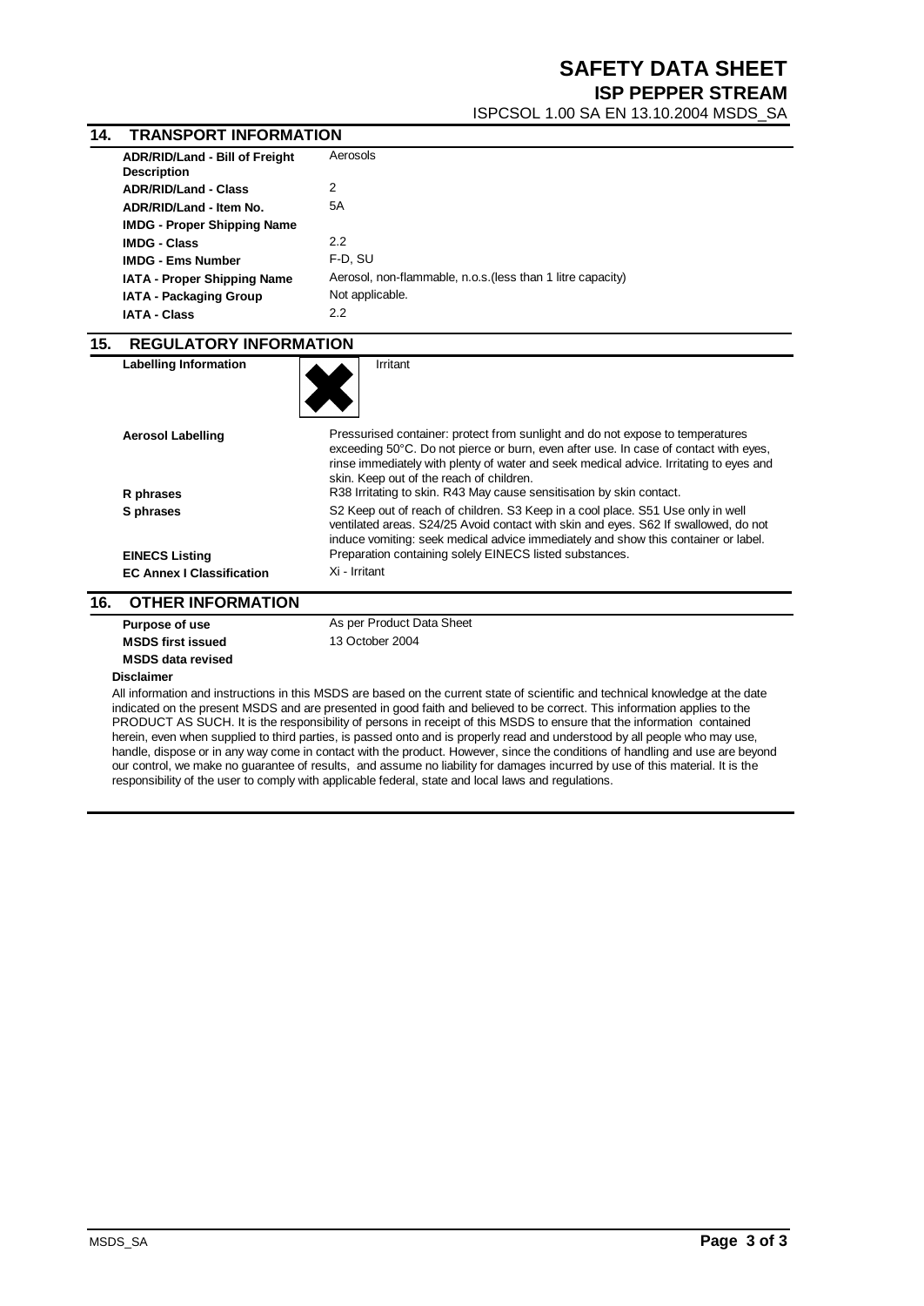# SAFETY DATA SHEET

## ISP PEPPER STREAM

ISPCSOL 1.00 SA EN 13.10.2004 MSDS_SA

## 14. TRANSPORT INFORMATION

| | |
|---|---|
| **ADR/RID/Land - Bill of Freight Description** | Aerosols |
| **ADR/RID/Land - Class** | 2 |
| **ADR/RID/Land - Item No.** | 5A |
| **IMDG - Proper Shipping Name** | |
| **IMDG - Class** | 2.2 |
| **IMDG - Ems Number** | F-D, SU |
| **IATA - Proper Shipping Name** | Aerosol, non-flammable, n.o.s.(less than 1 litre capacity) |
| **IATA - Packaging Group** | Not applicable. |
| **IATA - Class** | 2.2 |

## 15. REGULATORY INFORMATION

| | |
|---|---|
| **Labelling Information** | Irritant |
| **Aerosol Labelling** | Pressurised container: protect from sunlight and do not expose to temperatures exceeding 50°C. Do not pierce or burn, even after use. In case of contact with eyes, rinse immediately with plenty of water and seek medical advice. Irritating to eyes and skin. Keep out of the reach of children. |
| **R phrases** | R38 Irritating to skin. R43 May cause sensitisation by skin contact. |
| **S phrases** | S2 Keep out of reach of children. S3 Keep in a cool place. S51 Use only in well ventilated areas. S24/25 Avoid contact with skin and eyes. S62 If swallowed, do not induce vomiting: seek medical advice immediately and show this container or label. |
| **EINECS Listing** | Preparation containing solely EINECS listed substances. |
| **EC Annex I Classification** | Xi - Irritant |

## 16. OTHER INFORMATION

| | |
|---|---|
| **Purpose of use** | As per Product Data Sheet |
| **MSDS first issued** | 13 October 2004 |
| **MSDS data revised** | |

**Disclaimer**

All information and instructions in this MSDS are based on the current state of scientific and technical knowledge at the date indicated on the present MSDS and are presented in good faith and believed to be correct. This information applies to the PRODUCT AS SUCH. It is the responsibility of persons in receipt of this MSDS to ensure that the information contained herein, even when supplied to third parties, is passed onto and is properly read and understood by all people who may use, handle, dispose or in any way come in contact with the product. However, since the conditions of handling and use are beyond our control, we make no guarantee of results, and assume no liability for damages incurred by use of this material. It is the responsibility of the user to comply with applicable federal, state and local laws and regulations.